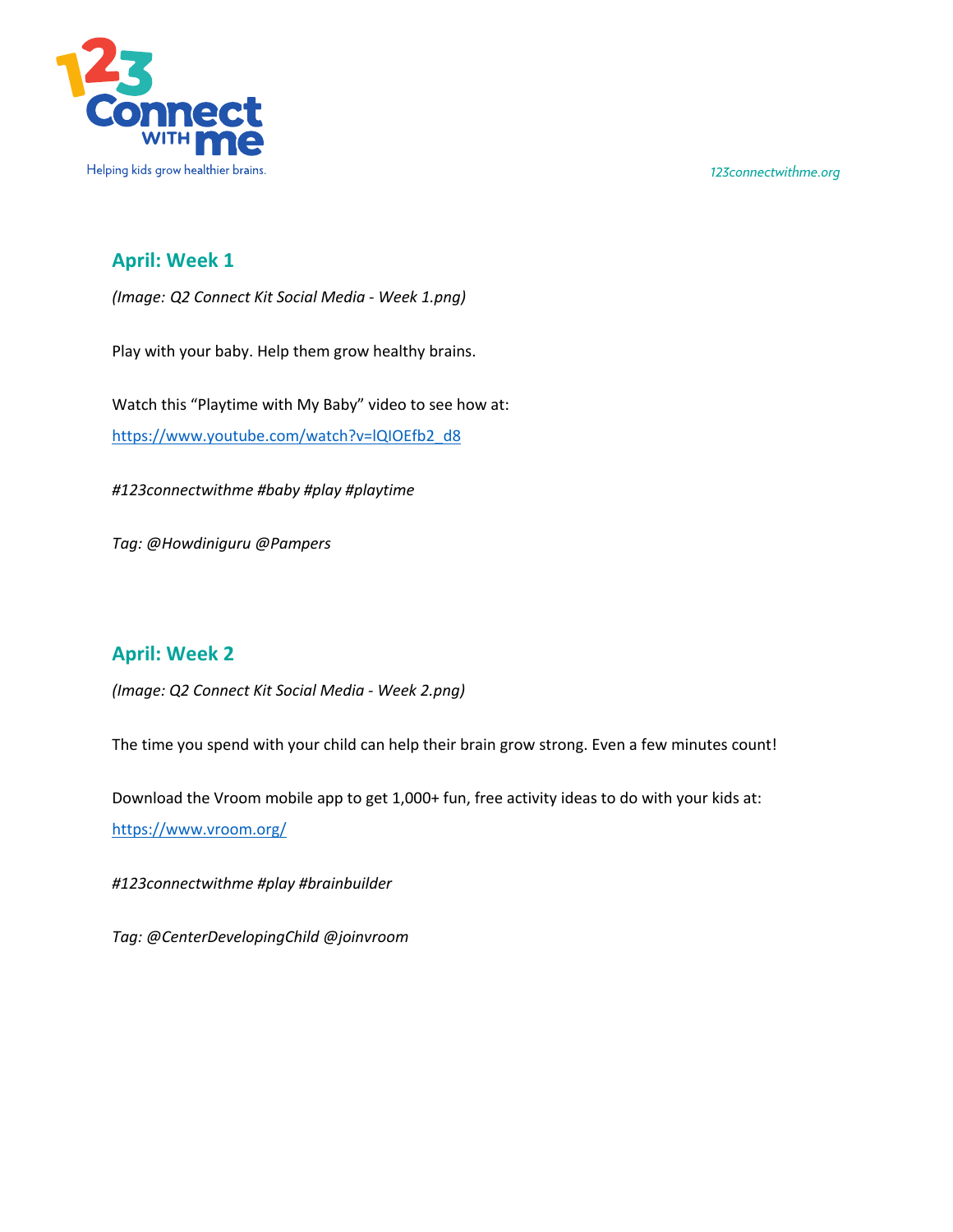## April: Week 1

*(Image: Q2 Connect Kit Social Media - Week 1.png)*

Play with your baby. Help them grow healthy brains.

Watch this "Playtime with My Baby" video to see how at:
https://www.youtube.com/watch?v=lQIOEfb2_d8

*#123connectwithme #baby #play #playtime*

*Tag: @Howdiniguru @Pampers*

## April: Week 2

*(Image: Q2 Connect Kit Social Media - Week 2.png)*

The time you spend with your child can help their brain grow strong. Even a few minutes count!

Download the Vroom mobile app to get 1,000+ fun, free activity ideas to do with your kids at:
https://www.vroom.org/

*#123connectwithme #play #brainbuilder*

*Tag: @CenterDevelopingChild @joinvroom*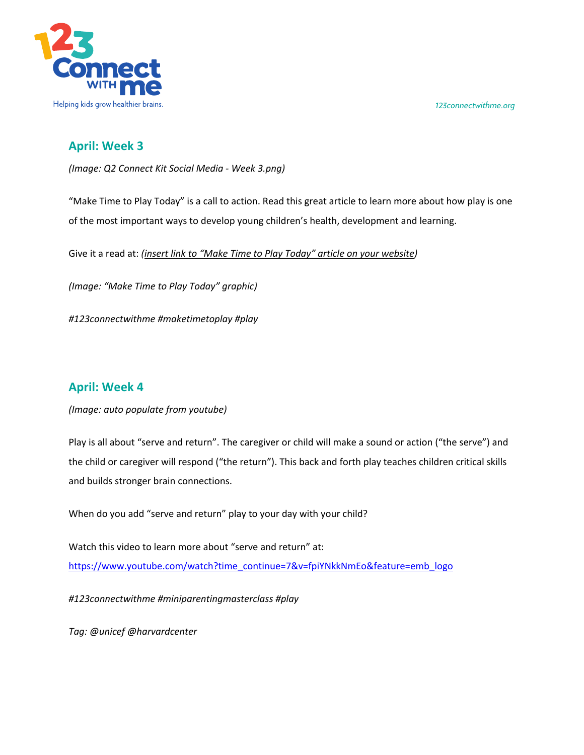## April: Week 3

*(Image: Q2 Connect Kit Social Media - Week 3.png)*

"Make Time to Play Today" is a call to action. Read this great article to learn more about how play is one of the most important ways to develop young children's health, development and learning.

Give it a read at: *(insert link to "Make Time to Play Today" article on your website)*

*(Image: "Make Time to Play Today" graphic)*

*#123connectwithme #maketimetoplay #play*

## April: Week 4

*(Image: auto populate from youtube)*

Play is all about "serve and return". The caregiver or child will make a sound or action ("the serve") and the child or caregiver will respond ("the return"). This back and forth play teaches children critical skills and builds stronger brain connections.

When do you add "serve and return" play to your day with your child?

Watch this video to learn more about "serve and return" at:
https://www.youtube.com/watch?time_continue=7&v=fpiYNkkNmEo&feature=emb_logo

*#123connectwithme #miniparentingmasterclass #play*

*Tag: @unicef @harvardcenter*